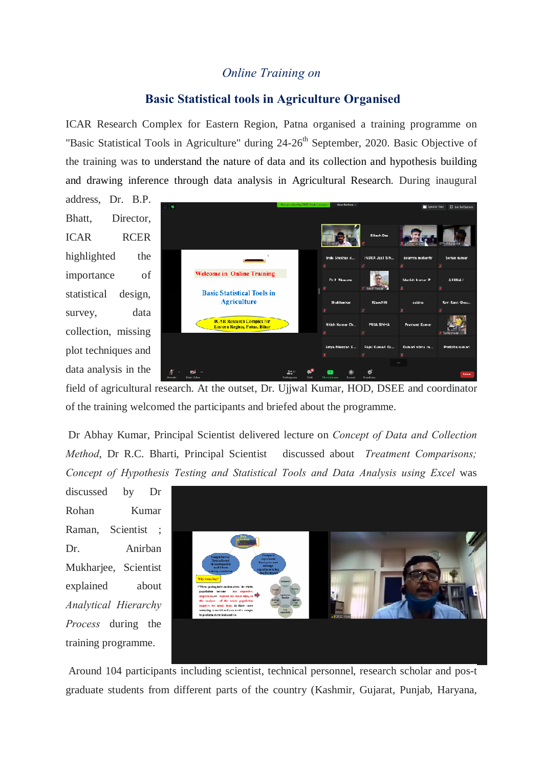*Online Training on*

## Basic Statistical tools in Agriculture Organised

ICAR Research Complex for Eastern Region, Patna organised a training programme on "Basic Statistical Tools in Agriculture" during 24-26th September, 2020. Basic Objective of the training was to understand the nature of data and its collection and hypothesis building and drawing inference through data analysis in Agricultural Research. During inaugural address, Dr. B.P. Bhatt, Director, ICAR RCER highlighted the importance of statistical design, survey, data collection, missing plot techniques and data analysis in the field of agricultural research. At the outset, Dr. Ujjwal Kumar, HOD, DSEE and coordinator of the training welcomed the participants and briefed about the programme.

Dr Abhay Kumar, Principal Scientist delivered lecture on *Concept of Data and Collection Method*, Dr R.C. Bharti, Principal Scientist discussed about *Treatment Comparisons; Concept of Hypothesis Testing and Statistical Tools and Data Analysis using Excel* was discussed by Dr Rohan Kumar Raman, Scientist ; Dr. Anirban Mukharjee, Scientist explained about *Analytical Hierarchy Process* during the training programme.

Around 104 participants including scientist, technical personnel, research scholar and pos-t graduate students from different parts of the country (Kashmir, Gujarat, Punjab, Haryana,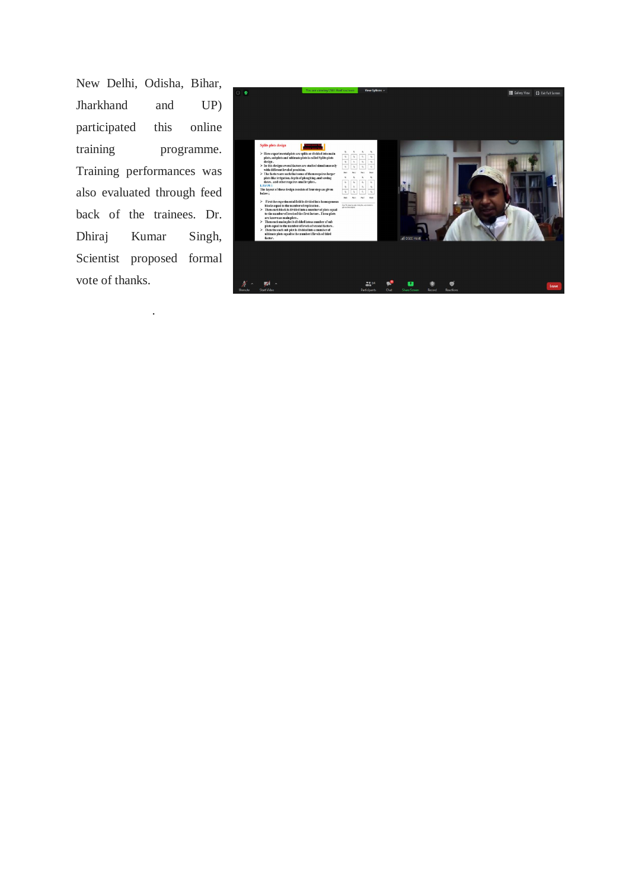New Delhi, Odisha, Bihar, Jharkhand and UP) participated this online training programme. Training performances was also evaluated through feed back of the trainees. Dr. Dhiraj Kumar Singh, Scientist proposed formal vote of thanks.

.